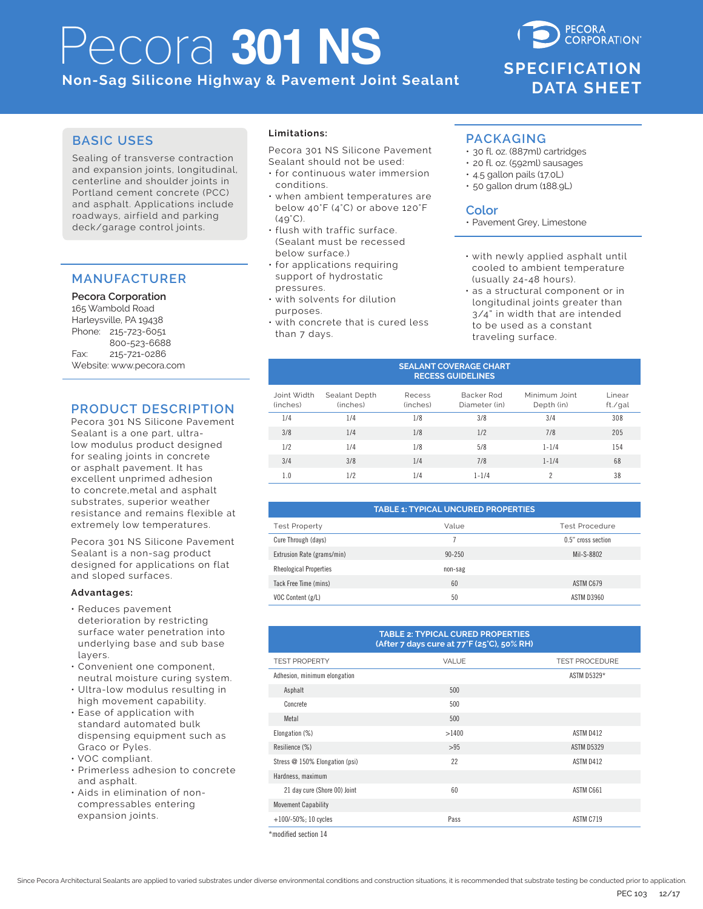# Pecora 301 NS

## Non-Sag Silicone Highway & Pavement Joint Sealant

PECORA CORPORATION

SPECIFICATION DATA SHEET

## BASIC USES

Sealing of transverse contraction and expansion joints, longitudinal, centerline and shoulder joints in Portland cement concrete (PCC) and asphalt. Applications include roadways, airfield and parking deck/garage control joints.

## MANUFACTURER

**Pecora Corporation**
165 Wambold Road
Harleysville, PA 19438
Phone: 215-723-6051
800-523-6688
Fax: 215-721-0286
Website: www.pecora.com

## PRODUCT DESCRIPTION

Pecora 301 NS Silicone Pavement Sealant is a one part, ultra-low modulus product designed for sealing joints in concrete or asphalt pavement. It has excellent unprimed adhesion to concrete,metal and asphalt substrates, superior weather resistance and remains flexible at extremely low temperatures.

Pecora 301 NS Silicone Pavement Sealant is a non-sag product designed for applications on flat and sloped surfaces.

**Advantages:**

- Reduces pavement deterioration by restricting surface water penetration into underlying base and sub base layers.
- Convenient one component, neutral moisture curing system.
- Ultra-low modulus resulting in high movement capability.
- Ease of application with standard automated bulk dispensing equipment such as Graco or Pyles.
- VOC compliant.
- Primerless adhesion to concrete and asphalt.
- Aids in elimination of non-compressables entering expansion joints.

**Limitations:**

Pecora 301 NS Silicone Pavement Sealant should not be used:

- for continuous water immersion conditions.
- when ambient temperatures are below 40˚F (4˚C) or above 120˚F (49˚C).
- flush with traffic surface. (Sealant must be recessed below surface.)
- for applications requiring support of hydrostatic pressures.
- with solvents for dilution purposes.
- with concrete that is cured less than 7 days.
- with newly applied asphalt until cooled to ambient temperature (usually 24-48 hours).
- as a structural component or in longitudinal joints greater than 3/4" in width that are intended to be used as a constant traveling surface.

## PACKAGING

- 30 fl. oz. (887ml) cartridges
- 20 fl. oz. (592ml) sausages
- 4.5 gallon pails (17.0L)
- 50 gallon drum (188.9L)

## Color

- Pavement Grey, Limestone

**SEALANT COVERAGE CHART – RECESS GUIDELINES**

| Joint Width (inches) | Sealant Depth (inches) | Recess (inches) | Backer Rod Diameter (in) | Minimum Joint Depth (in) | Linear ft./gal |
|---|---|---|---|---|---|
| 1/4 | 1/4 | 1/8 | 3/8 | 3/4 | 308 |
| 3/8 | 1/4 | 1/8 | 1/2 | 7/8 | 205 |
| 1/2 | 1/4 | 1/8 | 5/8 | 1-1/4 | 154 |
| 3/4 | 3/8 | 1/4 | 7/8 | 1-1/4 | 68 |
| 1.0 | 1/2 | 1/4 | 1-1/4 | 2 | 38 |

**TABLE 1: TYPICAL UNCURED PROPERTIES**

| Test Property | Value | Test Procedure |
|---|---|---|
| Cure Through (days) | 7 | 0.5" cross section |
| Extrusion Rate (grams/min) | 90-250 | Mil-S-8802 |
| Rheological Properties | non-sag | |
| Tack Free Time (mins) | 60 | ASTM C679 |
| VOC Content (g/L) | 50 | ASTM D3960 |

**TABLE 2: TYPICAL CURED PROPERTIES (After 7 days cure at 77˚F (25˚C), 50% RH)**

| TEST PROPERTY | VALUE | TEST PROCEDURE |
|---|---|---|
| Adhesion, minimum elongation | | ASTM D5329* |
| Asphalt | 500 | |
| Concrete | 500 | |
| Metal | 500 | |
| Elongation (%) | >1400 | ASTM D412 |
| Resilience (%) | >95 | ASTM D5329 |
| Stress @ 150% Elongation (psi) | 22 | ASTM D412 |
| Hardness, maximum | | |
| 21 day cure (Shore 00) Joint | 60 | ASTM C661 |
| Movement Capability | | |
| +100/-50%; 10 cycles | Pass | ASTM C719 |

*modified section 14

Since Pecora Architectural Sealants are applied to varied substrates under diverse environmental conditions and construction situations, it is recommended that substrate testing be conducted prior to application.

PEC 103 12/17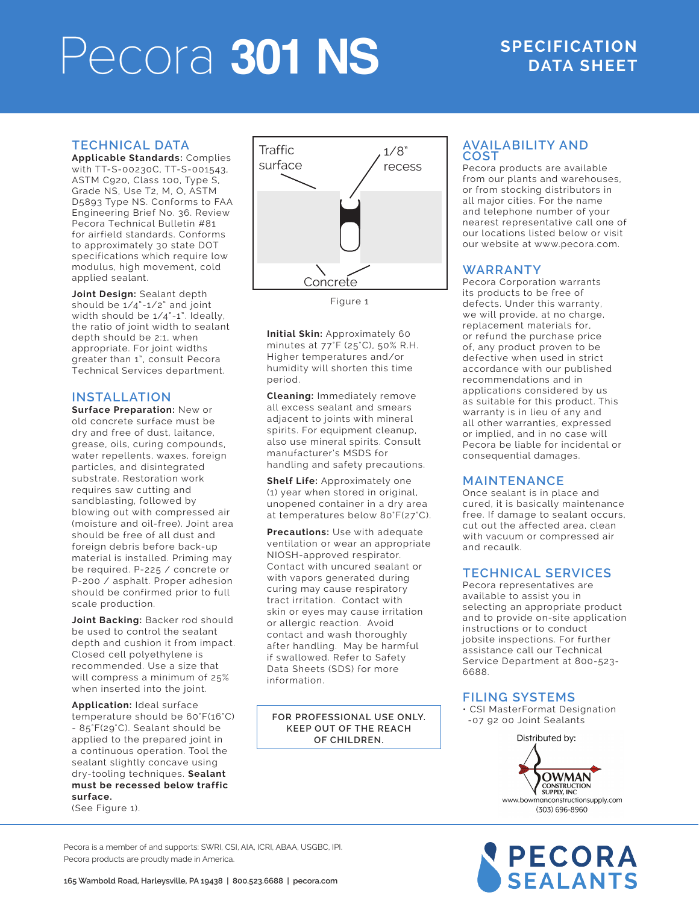# Pecora **301 NS**

**SPECIFICATION DATA SHEET**

## TECHNICAL DATA

**Applicable Standards:** Complies with TT-S-00230C, TT-S-001543, ASTM C920, Class 100, Type S, Grade NS, Use T2, M, O, ASTM D5893 Type NS. Conforms to FAA Engineering Brief No. 36. Review Pecora Technical Bulletin #81 for airfield standards. Conforms to approximately 30 state DOT specifications which require low modulus, high movement, cold applied sealant.

**Joint Design:** Sealant depth should be 1/4"-1/2" and joint width should be 1/4"-1". Ideally, the ratio of joint width to sealant depth should be 2:1, when appropriate. For joint widths greater than 1", consult Pecora Technical Services department.

## INSTALLATION

**Surface Preparation:** New or old concrete surface must be dry and free of dust, laitance, grease, oils, curing compounds, water repellents, waxes, foreign particles, and disintegrated substrate. Restoration work requires saw cutting and sandblasting, followed by blowing out with compressed air (moisture and oil-free). Joint area should be free of all dust and foreign debris before back-up material is installed. Priming may be required. P-225 / concrete or P-200 / asphalt. Proper adhesion should be confirmed prior to full scale production.

**Joint Backing:** Backer rod should be used to control the sealant depth and cushion it from impact. Closed cell polyethylene is recommended. Use a size that will compress a minimum of 25% when inserted into the joint.

**Application:** Ideal surface temperature should be 60˚F(16˚C) - 85˚F(29˚C). Sealant should be applied to the prepared joint in a continuous operation. Tool the sealant slightly concave using dry-tooling techniques. **Sealant must be recessed below traffic surface.** (See Figure 1).

Traffic surface
1/8" recess
Concrete

Figure 1

**Initial Skin:** Approximately 60 minutes at 77˚F (25˚C), 50% R.H. Higher temperatures and/or humidity will shorten this time period.

**Cleaning:** Immediately remove all excess sealant and smears adjacent to joints with mineral spirits. For equipment cleanup, also use mineral spirits. Consult manufacturer's MSDS for handling and safety precautions.

**Shelf Life:** Approximately one (1) year when stored in original, unopened container in a dry area at temperatures below 80˚F(27˚C).

**Precautions:** Use with adequate ventilation or wear an appropriate NIOSH-approved respirator. Contact with uncured sealant or with vapors generated during curing may cause respiratory tract irritation. Contact with skin or eyes may cause irritation or allergic reaction. Avoid contact and wash thoroughly after handling. May be harmful if swallowed. Refer to Safety Data Sheets (SDS) for more information.

**FOR PROFESSIONAL USE ONLY. KEEP OUT OF THE REACH OF CHILDREN.**

## AVAILABILITY AND COST

Pecora products are available from our plants and warehouses, or from stocking distributors in all major cities. For the name and telephone number of your nearest representative call one of our locations listed below or visit our website at www.pecora.com.

## WARRANTY

Pecora Corporation warrants its products to be free of defects. Under this warranty, we will provide, at no charge, replacement materials for, or refund the purchase price of, any product proven to be defective when used in strict accordance with our published recommendations and in applications considered by us as suitable for this product. This warranty is in lieu of any and all other warranties, expressed or implied, and in no case will Pecora be liable for incidental or consequential damages.

## MAINTENANCE

Once sealant is in place and cured, it is basically maintenance free. If damage to sealant occurs, cut out the affected area, clean with vacuum or compressed air and recaulk.

## TECHNICAL SERVICES

Pecora representatives are available to assist you in selecting an appropriate product and to provide on-site application instructions or to conduct jobsite inspections. For further assistance call our Technical Service Department at 800-523-6688.

## FILING SYSTEMS

- CSI MasterFormat Designation -07 92 00 Joint Sealants

Distributed by:
BOWMAN CONSTRUCTION SUPPLY, INC
www.bowmanconstructionsupply.com
(303) 696-8960

Pecora is a member of and supports: SWRI, CSI, AIA, ICRI, ABAA, USGBC, IPI.
Pecora products are proudly made in America.

165 Wambold Road, Harleysville, PA 19438 | 800.523.6688 | pecora.com

PECORA SEALANTS